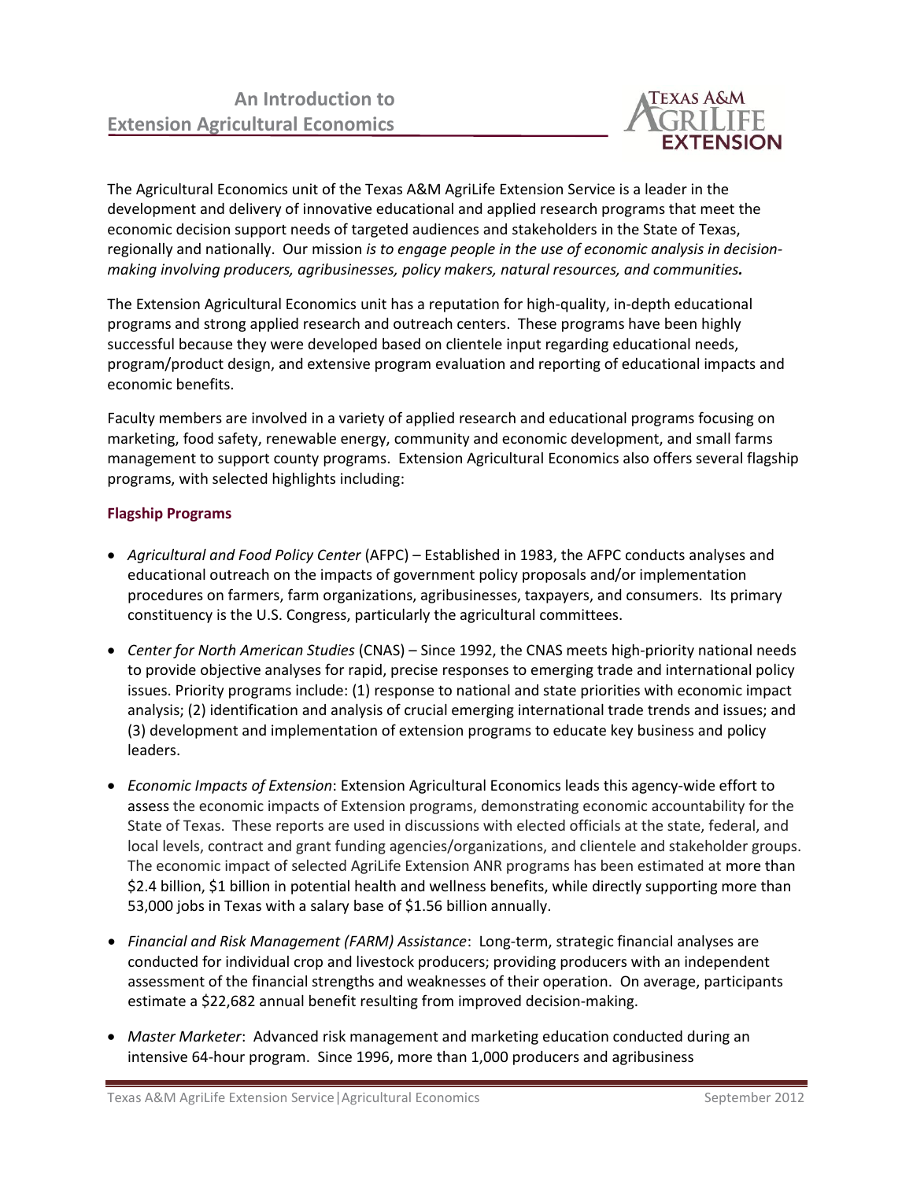# An Introduction to Extension Agricultural Economics

The Agricultural Economics unit of the Texas A&M AgriLife Extension Service is a leader in the development and delivery of innovative educational and applied research programs that meet the economic decision support needs of targeted audiences and stakeholders in the State of Texas, regionally and nationally. Our mission *is to engage people in the use of economic analysis in decision-making involving producers, agribusinesses, policy makers, natural resources, and communities.*

The Extension Agricultural Economics unit has a reputation for high-quality, in-depth educational programs and strong applied research and outreach centers. These programs have been highly successful because they were developed based on clientele input regarding educational needs, program/product design, and extensive program evaluation and reporting of educational impacts and economic benefits.

Faculty members are involved in a variety of applied research and educational programs focusing on marketing, food safety, renewable energy, community and economic development, and small farms management to support county programs. Extension Agricultural Economics also offers several flagship programs, with selected highlights including:

## Flagship Programs

- *Agricultural and Food Policy Center* (AFPC) – Established in 1983, the AFPC conducts analyses and educational outreach on the impacts of government policy proposals and/or implementation procedures on farmers, farm organizations, agribusinesses, taxpayers, and consumers. Its primary constituency is the U.S. Congress, particularly the agricultural committees.
- *Center for North American Studies* (CNAS) – Since 1992, the CNAS meets high-priority national needs to provide objective analyses for rapid, precise responses to emerging trade and international policy issues. Priority programs include: (1) response to national and state priorities with economic impact analysis; (2) identification and analysis of crucial emerging international trade trends and issues; and (3) development and implementation of extension programs to educate key business and policy leaders.
- *Economic Impacts of Extension*: Extension Agricultural Economics leads this agency-wide effort to assess the economic impacts of Extension programs, demonstrating economic accountability for the State of Texas. These reports are used in discussions with elected officials at the state, federal, and local levels, contract and grant funding agencies/organizations, and clientele and stakeholder groups. The economic impact of selected AgriLife Extension ANR programs has been estimated at more than $2.4 billion, $1 billion in potential health and wellness benefits, while directly supporting more than 53,000 jobs in Texas with a salary base of $1.56 billion annually.
- *Financial and Risk Management (FARM) Assistance*: Long-term, strategic financial analyses are conducted for individual crop and livestock producers; providing producers with an independent assessment of the financial strengths and weaknesses of their operation. On average, participants estimate a $22,682 annual benefit resulting from improved decision-making.
- *Master Marketer*: Advanced risk management and marketing education conducted during an intensive 64-hour program. Since 1996, more than 1,000 producers and agribusiness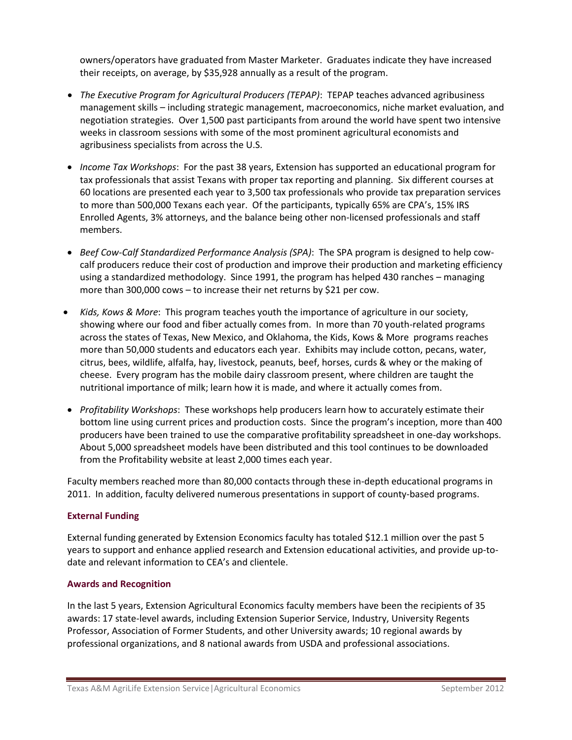owners/operators have graduated from Master Marketer. Graduates indicate they have increased their receipts, on average, by $35,928 annually as a result of the program.

- *The Executive Program for Agricultural Producers (TEPAP)*: TEPAP teaches advanced agribusiness management skills – including strategic management, macroeconomics, niche market evaluation, and negotiation strategies. Over 1,500 past participants from around the world have spent two intensive weeks in classroom sessions with some of the most prominent agricultural economists and agribusiness specialists from across the U.S.

- *Income Tax Workshops*: For the past 38 years, Extension has supported an educational program for tax professionals that assist Texans with proper tax reporting and planning. Six different courses at 60 locations are presented each year to 3,500 tax professionals who provide tax preparation services to more than 500,000 Texans each year. Of the participants, typically 65% are CPA's, 15% IRS Enrolled Agents, 3% attorneys, and the balance being other non-licensed professionals and staff members.

- *Beef Cow-Calf Standardized Performance Analysis (SPA)*: The SPA program is designed to help cow-calf producers reduce their cost of production and improve their production and marketing efficiency using a standardized methodology. Since 1991, the program has helped 430 ranches – managing more than 300,000 cows – to increase their net returns by $21 per cow.

- *Kids, Kows & More*: This program teaches youth the importance of agriculture in our society, showing where our food and fiber actually comes from. In more than 70 youth-related programs across the states of Texas, New Mexico, and Oklahoma, the Kids, Kows & More programs reaches more than 50,000 students and educators each year. Exhibits may include cotton, pecans, water, citrus, bees, wildlife, alfalfa, hay, livestock, peanuts, beef, horses, curds & whey or the making of cheese. Every program has the mobile dairy classroom present, where children are taught the nutritional importance of milk; learn how it is made, and where it actually comes from.

- *Profitability Workshops*: These workshops help producers learn how to accurately estimate their bottom line using current prices and production costs. Since the program's inception, more than 400 producers have been trained to use the comparative profitability spreadsheet in one-day workshops. About 5,000 spreadsheet models have been distributed and this tool continues to be downloaded from the Profitability website at least 2,000 times each year.

Faculty members reached more than 80,000 contacts through these in-depth educational programs in 2011. In addition, faculty delivered numerous presentations in support of county-based programs.

### External Funding

External funding generated by Extension Economics faculty has totaled $12.1 million over the past 5 years to support and enhance applied research and Extension educational activities, and provide up-to-date and relevant information to CEA's and clientele.

### Awards and Recognition

In the last 5 years, Extension Agricultural Economics faculty members have been the recipients of 35 awards: 17 state-level awards, including Extension Superior Service, Industry, University Regents Professor, Association of Former Students, and other University awards; 10 regional awards by professional organizations, and 8 national awards from USDA and professional associations.